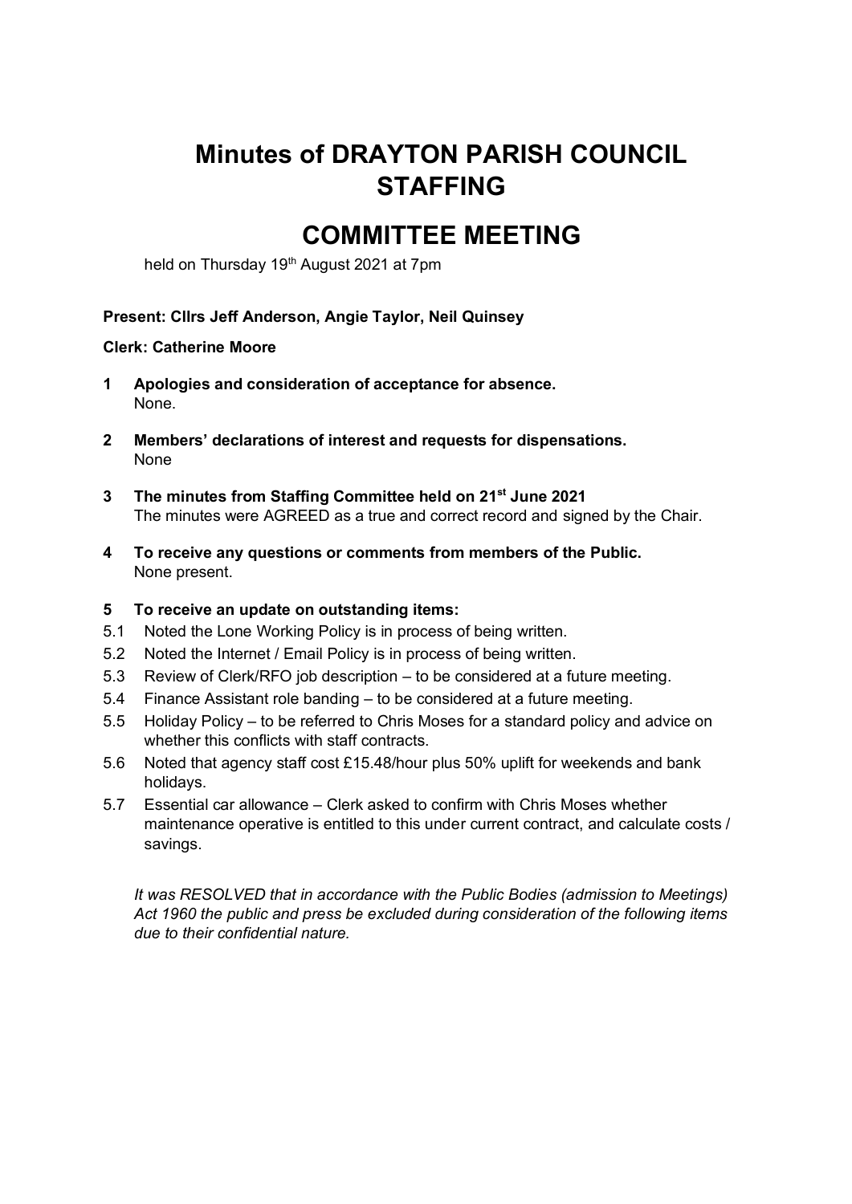# Minutes of DRAYTON PARISH COUNCIL STAFFING

# COMMITTEE MEETING

held on Thursday 19th August 2021 at 7pm

**Present: Cllrs Jeff Anderson, Angie Taylor, Neil Quinsey**

**Clerk: Catherine Moore**

**1 Apologies and consideration of acceptance for absence.**
None.

**2 Members' declarations of interest and requests for dispensations.**
None

**3 The minutes from Staffing Committee held on 21st June 2021**
The minutes were AGREED as a true and correct record and signed by the Chair.

**4 To receive any questions or comments from members of the Public.**
None present.

**5 To receive an update on outstanding items:**

5.1 Noted the Lone Working Policy is in process of being written.

5.2 Noted the Internet / Email Policy is in process of being written.

5.3 Review of Clerk/RFO job description – to be considered at a future meeting.

5.4 Finance Assistant role banding – to be considered at a future meeting.

5.5 Holiday Policy – to be referred to Chris Moses for a standard policy and advice on whether this conflicts with staff contracts.

5.6 Noted that agency staff cost £15.48/hour plus 50% uplift for weekends and bank holidays.

5.7 Essential car allowance – Clerk asked to confirm with Chris Moses whether maintenance operative is entitled to this under current contract, and calculate costs / savings.

*It was RESOLVED that in accordance with the Public Bodies (admission to Meetings) Act 1960 the public and press be excluded during consideration of the following items due to their confidential nature.*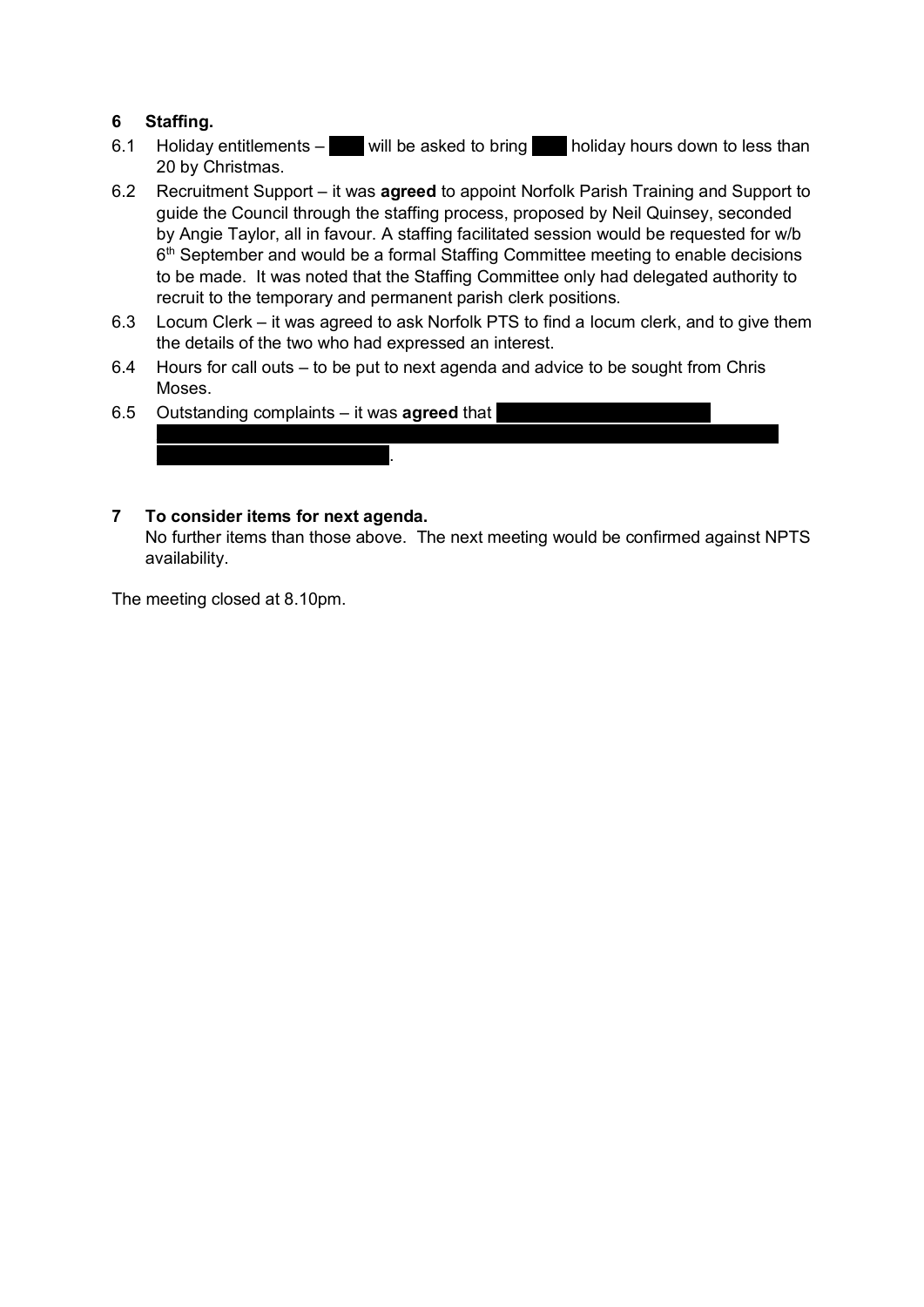## 6 Staffing.

6.1 Holiday entitlements – ███ will be asked to bring ███ holiday hours down to less than 20 by Christmas.

6.2 Recruitment Support – it was **agreed** to appoint Norfolk Parish Training and Support to guide the Council through the staffing process, proposed by Neil Quinsey, seconded by Angie Taylor, all in favour. A staffing facilitated session would be requested for w/b 6th September and would be a formal Staffing Committee meeting to enable decisions to be made. It was noted that the Staffing Committee only had delegated authority to recruit to the temporary and permanent parish clerk positions.

6.3 Locum Clerk – it was agreed to ask Norfolk PTS to find a locum clerk, and to give them the details of the two who had expressed an interest.

6.4 Hours for call outs – to be put to next agenda and advice to be sought from Chris Moses.

6.5 Outstanding complaints – it was **agreed** that ███████████████████████████████████████████████████████████████████.

## 7 To consider items for next agenda.

No further items than those above. The next meeting would be confirmed against NPTS availability.

The meeting closed at 8.10pm.